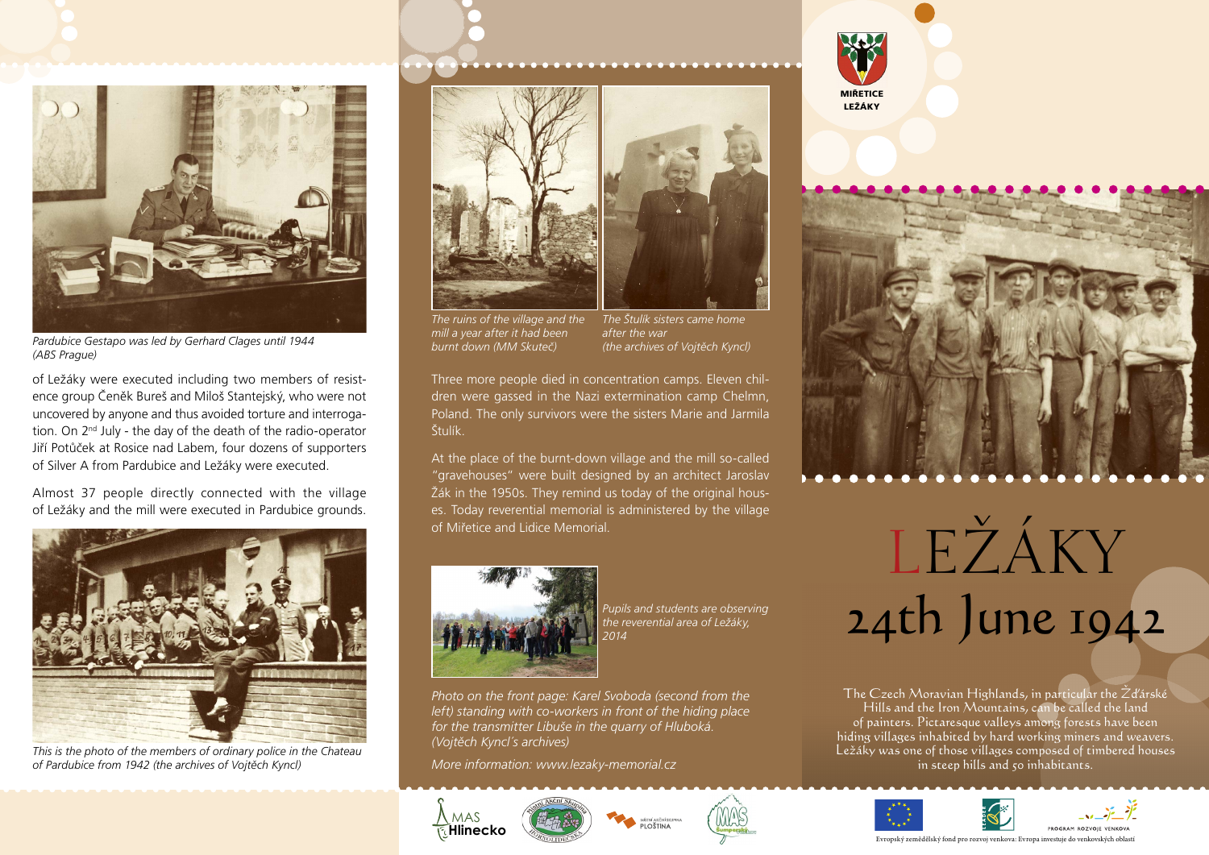Pardubice Gestapo was led by Gerhard Clages until 1944 (ABS Prague)

of Ležáky were executed including two members of resistence group Čeněk Bureš and Miloš Stantejský, who were not uncovered by anyone and thus avoided torture and interrogation. On 2nd July - the day of the death of the radio-operator Jiří Potůček at Rosice nad Labem, four dozens of supporters of Silver A from Pardubice and Ležáky were executed.

Almost 37 people directly connected with the village of Ležáky and the mill were executed in Pardubice grounds.

*This is the photo of the members of ordinary police in the Chateau of Pardubice from 1942 (the archives of Vojtěch Kyncl)*

*The ruins of the village and the mill a year after it had been burnt down (MM Skuteč)*

*The Štulík sisters came home after the war (the archives of Vojtěch Kyncl)*

Three more people died in concentration camps. Eleven children were gassed in the Nazi extermination camp Chelmn, Poland. The only survivors were the sisters Marie and Jarmila Štulík.

At the place of the burnt-down village and the mill so-called "gravehouses" were built designed by an architect Jaroslav Žák in the 1950s. They remind us today of the original houses. Today reverential memorial is administered by the village of Miřetice and Lidice Memorial.

*Pupils and students are observing the reverential area of Ležáky, 2014*

*Photo on the front page: Karel Svoboda (second from the left) standing with co-workers in front of the hiding place for the transmitter Libuše in the quarry of Hluboká. (Vojtěch Kyncl´s archives)*

*More information: www.lezaky-memorial.cz*

MIŘETICE LEŽÁKY

# LEŽÁKY
## 24th June 1942

The Czech Moravian Highlands, in particular the Žďárské Hills and the Iron Mountains, can be called the land of painters. Picturesque valleys among forests have been hiding villages inhabited by hard working miners and weavers. Ležáky was one of those villages composed of timbered houses in steep hills and 50 inhabitants.

MAS Hlinecko · Místní akční skupina Hornolidečsko · Místní akční skupina Ploština · MAS Šumperský venkov

PROGRAM ROZVOJE VENKOVA

Evropský zemědělský fond pro rozvoj venkova: Evropa investuje do venkovských oblastí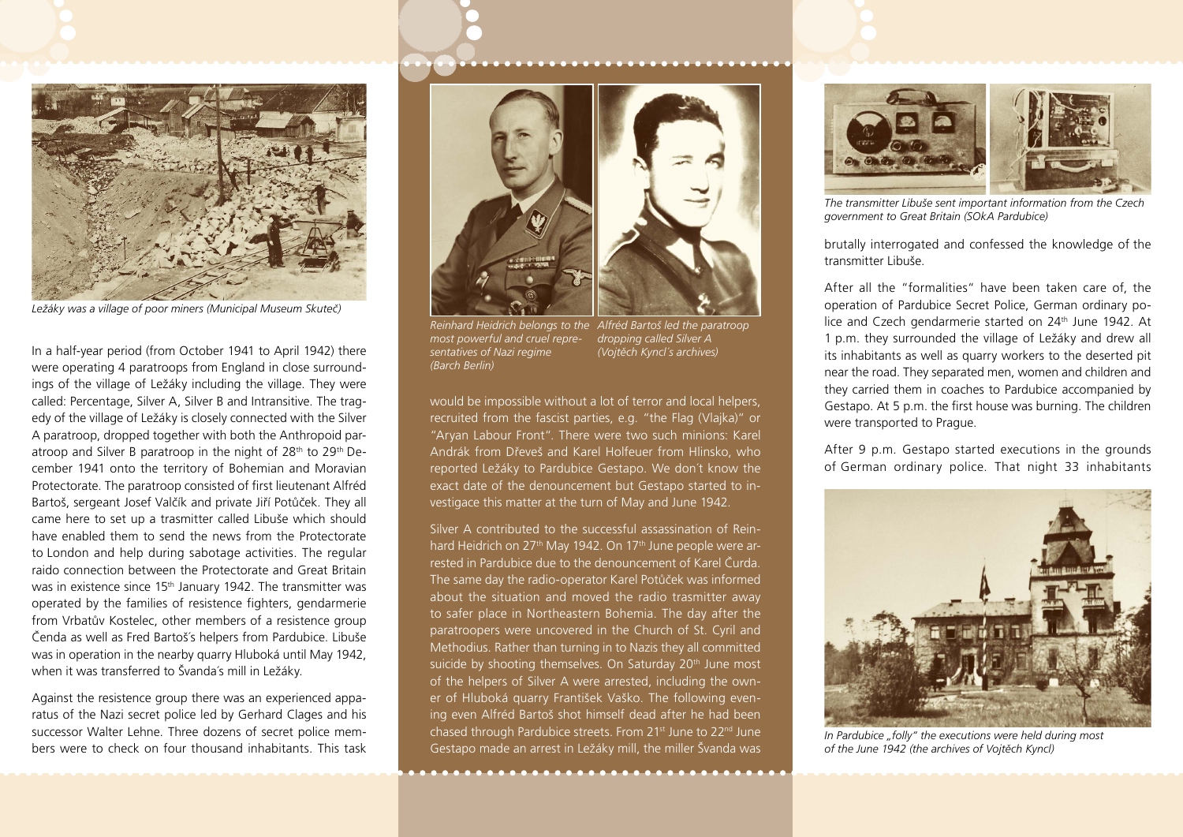*Ležáky was a village of poor miners (Municipal Museum Skuteč)*

In a half-year period (from October 1941 to April 1942) there were operating 4 paratroops from England in close surroundings of the village of Ležáky including the village. They were called: Percentage, Silver A, Silver B and Intransitive. The tragedy of the village of Ležáky is closely connected with the Silver A paratroop, dropped together with both the Anthropoid paratroop and Silver B paratroop in the night of 28th to 29th December 1941 onto the territory of Bohemian and Moravian Protectorate. The paratroop consisted of first lieutenant Alfréd Bartoš, sergeant Josef Valčík and private Jiří Potůček. They all came here to set up a trasmitter called Libuše which should have enabled them to send the news from the Protectorate to London and help during sabotage activities. The regular raido connection between the Protectorate and Great Britain was in existence since 15th January 1942. The transmitter was operated by the families of resistence fighters, gendarmerie from Vrbatův Kostelec, other members of a resistence group Čenda as well as Fred Bartoš´s helpers from Pardubice. Libuše was in operation in the nearby quarry Hluboká until May 1942, when it was transferred to Švanda´s mill in Ležáky.

Against the resistence group there was an experienced apparatus of the Nazi secret police led by Gerhard Clages and his successor Walter Lehne. Three dozens of secret police members were to check on four thousand inhabitants. This task would be impossible without a lot of terror and local helpers, recruited from the fascist parties, e.g. "the Flag (Vlajka)" or "Aryan Labour Front". There were two such minions: Karel Andrák from Dřeveš and Karel Holfeuer from Hlinsko, who reported Ležáky to Pardubice Gestapo. We don´t know the exact date of the denouncement but Gestapo started to investigace this matter at the turn of May and June 1942.

*Reinhard Heidrich belongs to the most powerful and cruel representatives of Nazi regime (Barch Berlin)*

*Alfréd Bartoš led the paratroop dropping called Silver A (Vojtěch Kyncl´s archives)*

Silver A contributed to the successful assassination of Reinhard Heidrich on 27th May 1942. On 17th June people were arrested in Pardubice due to the denouncement of Karel Čurda. The same day the radio-operator Karel Potůček was informed about the situation and moved the radio trasmitter away to safer place in Northeastern Bohemia. The day after the paratroopers were uncovered in the Church of St. Cyril and Methodius. Rather than turning in to Nazis they all committed suicide by shooting themselves. On Saturday 20th June most of the helpers of Silver A were arrested, including the owner of Hluboká quarry František Vaško. The following evening even Alfréd Bartoš shot himself dead after he had been chased through Pardubice streets. From 21st June to 22nd June Gestapo made an arrest in Ležáky mill, the miller Švanda was brutally interrogated and confessed the knowledge of the transmitter Libuše.

*The transmitter Libuše sent important information from the Czech government to Great Britain (SOkA Pardubice)*

After all the "formalities" have been taken care of, the operation of Pardubice Secret Police, German ordinary police and Czech gendarmerie started on 24th June 1942. At 1 p.m. they surrounded the village of Ležáky and drew all its inhabitants as well as quarry workers to the deserted pit near the road. They separated men, women and children and they carried them in coaches to Pardubice accompanied by Gestapo. At 5 p.m. the first house was burning. The children were transported to Prague.

After 9 p.m. Gestapo started executions in the grounds of German ordinary police. That night 33 inhabitants

*In Pardubice „folly" the executions were held during most of the June 1942 (the archives of Vojtěch Kyncl)*